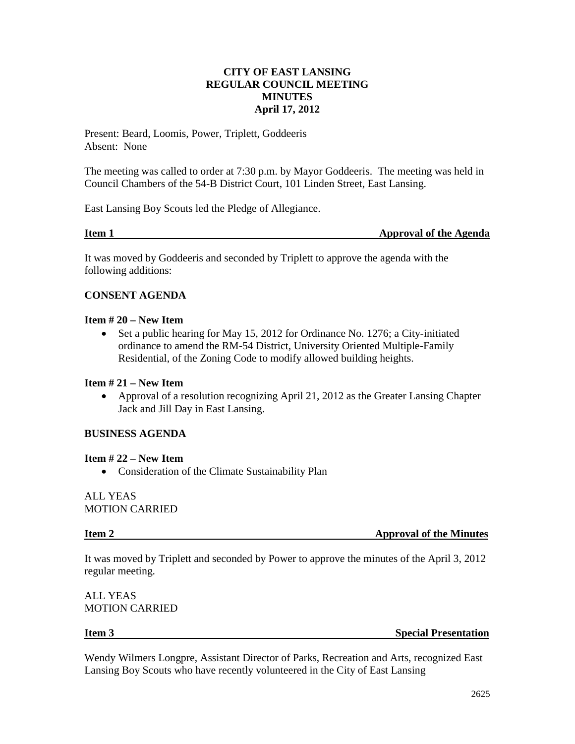# CITY OF EAST LANSING
## REGULAR COUNCIL MEETING
## MINUTES
## April 17, 2012

Present: Beard, Loomis, Power, Triplett, Goddeeris
Absent: None

The meeting was called to order at 7:30 p.m. by Mayor Goddeeris. The meeting was held in Council Chambers of the 54-B District Court, 101 Linden Street, East Lansing.

East Lansing Boy Scouts led the Pledge of Allegiance.

**Item 1 — Approval of the Agenda**

It was moved by Goddeeris and seconded by Triplett to approve the agenda with the following additions:

**CONSENT AGENDA**

**Item # 20 – New Item**

- Set a public hearing for May 15, 2012 for Ordinance No. 1276; a City-initiated ordinance to amend the RM-54 District, University Oriented Multiple-Family Residential, of the Zoning Code to modify allowed building heights.

**Item # 21 – New Item**

- Approval of a resolution recognizing April 21, 2012 as the Greater Lansing Chapter Jack and Jill Day in East Lansing.

**BUSINESS AGENDA**

**Item # 22 – New Item**

- Consideration of the Climate Sustainability Plan

ALL YEAS
MOTION CARRIED

**Item 2 — Approval of the Minutes**

It was moved by Triplett and seconded by Power to approve the minutes of the April 3, 2012 regular meeting.

ALL YEAS
MOTION CARRIED

**Item 3 — Special Presentation**

Wendy Wilmers Longpre, Assistant Director of Parks, Recreation and Arts, recognized East Lansing Boy Scouts who have recently volunteered in the City of East Lansing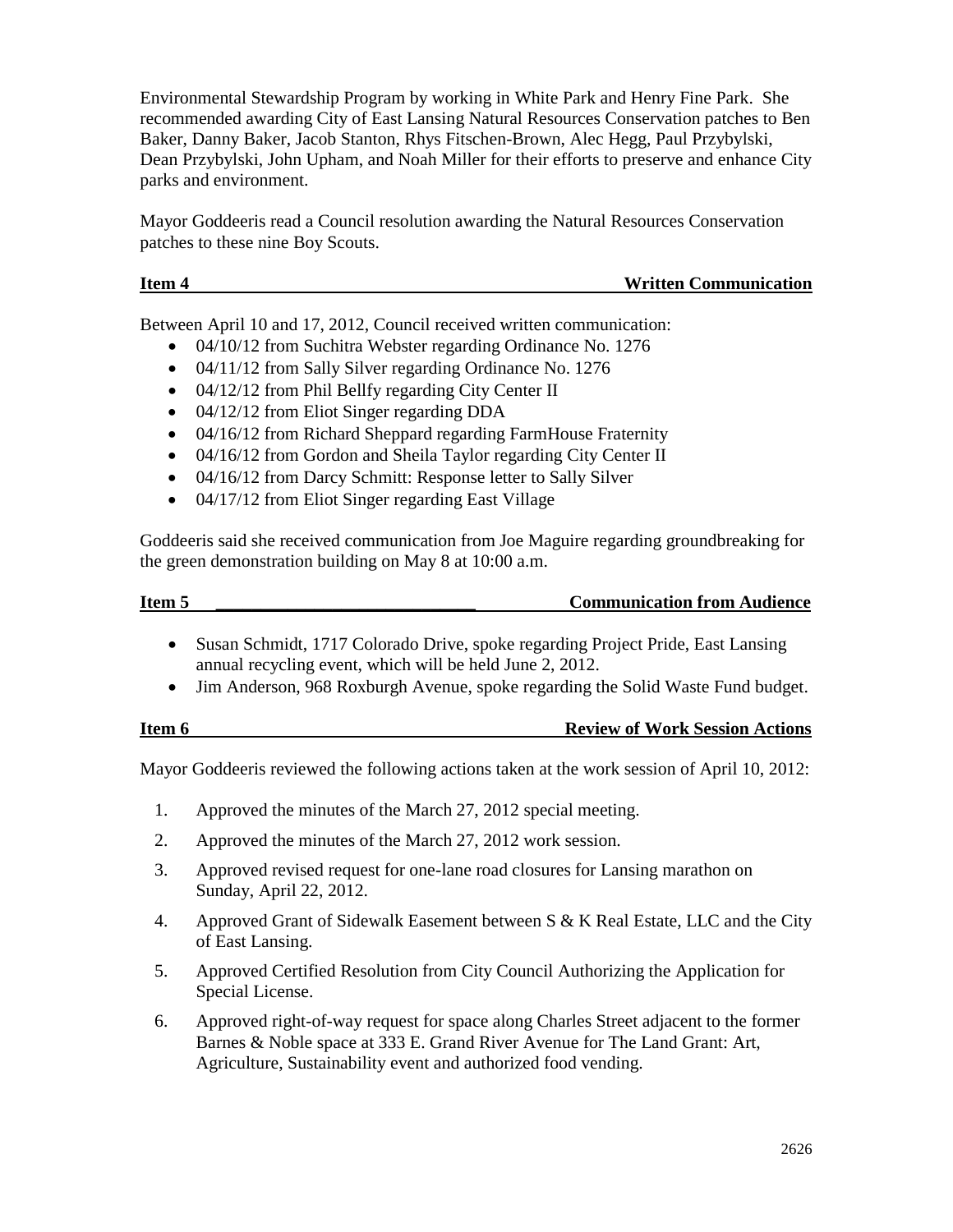Environmental Stewardship Program by working in White Park and Henry Fine Park. She recommended awarding City of East Lansing Natural Resources Conservation patches to Ben Baker, Danny Baker, Jacob Stanton, Rhys Fitschen-Brown, Alec Hegg, Paul Przybylski, Dean Przybylski, John Upham, and Noah Miller for their efforts to preserve and enhance City parks and environment.

Mayor Goddeeris read a Council resolution awarding the Natural Resources Conservation patches to these nine Boy Scouts.

**Item 4 — Written Communication**

Between April 10 and 17, 2012, Council received written communication:

- 04/10/12 from Suchitra Webster regarding Ordinance No. 1276
- 04/11/12 from Sally Silver regarding Ordinance No. 1276
- 04/12/12 from Phil Bellfy regarding City Center II
- 04/12/12 from Eliot Singer regarding DDA
- 04/16/12 from Richard Sheppard regarding FarmHouse Fraternity
- 04/16/12 from Gordon and Sheila Taylor regarding City Center II
- 04/16/12 from Darcy Schmitt: Response letter to Sally Silver
- 04/17/12 from Eliot Singer regarding East Village

Goddeeris said she received communication from Joe Maguire regarding groundbreaking for the green demonstration building on May 8 at 10:00 a.m.

**Item 5 — Communication from Audience**

- Susan Schmidt, 1717 Colorado Drive, spoke regarding Project Pride, East Lansing annual recycling event, which will be held June 2, 2012.
- Jim Anderson, 968 Roxburgh Avenue, spoke regarding the Solid Waste Fund budget.

**Item 6 — Review of Work Session Actions**

Mayor Goddeeris reviewed the following actions taken at the work session of April 10, 2012:

1. Approved the minutes of the March 27, 2012 special meeting.
2. Approved the minutes of the March 27, 2012 work session.
3. Approved revised request for one-lane road closures for Lansing marathon on Sunday, April 22, 2012.
4. Approved Grant of Sidewalk Easement between S & K Real Estate, LLC and the City of East Lansing.
5. Approved Certified Resolution from City Council Authorizing the Application for Special License.
6. Approved right-of-way request for space along Charles Street adjacent to the former Barnes & Noble space at 333 E. Grand River Avenue for The Land Grant: Art, Agriculture, Sustainability event and authorized food vending.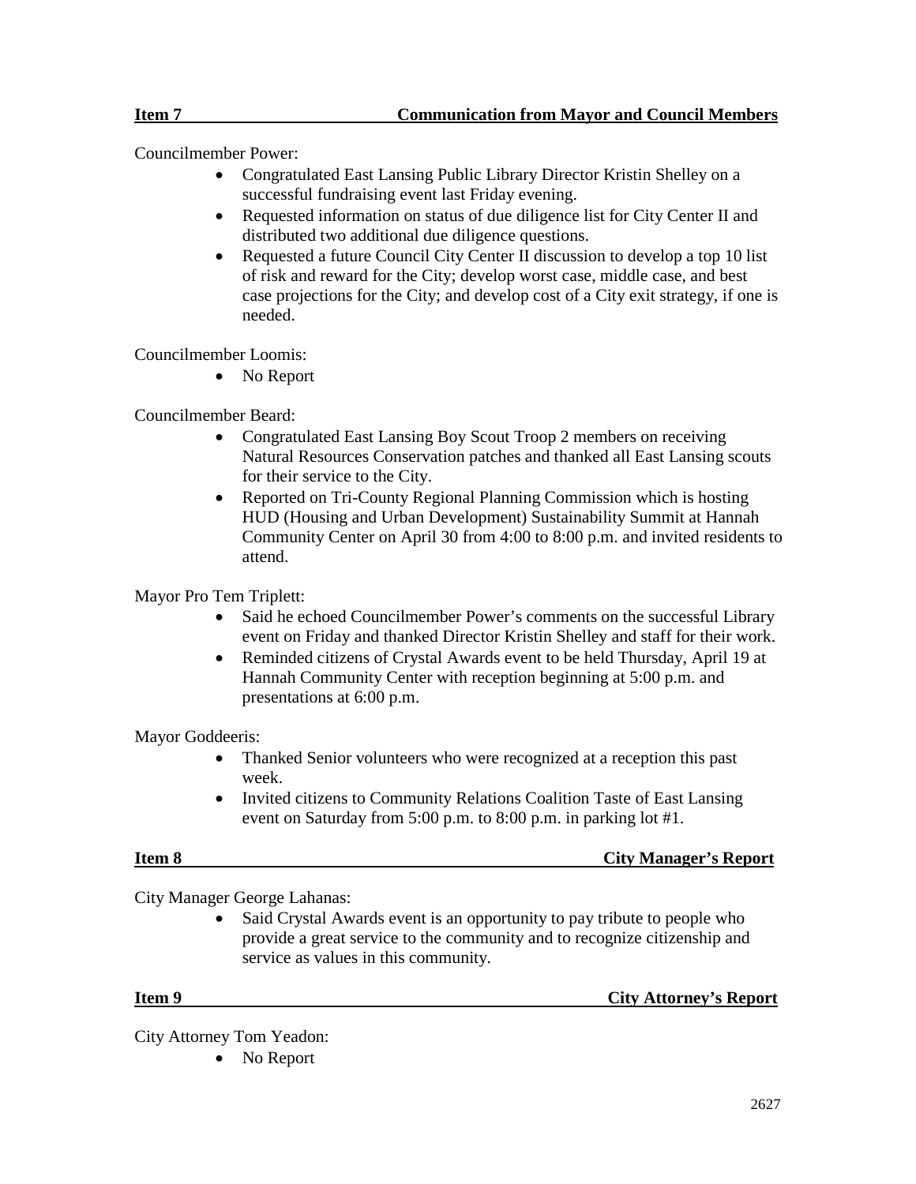**Item 7 Communication from Mayor and Council Members**

Councilmember Power:

- Congratulated East Lansing Public Library Director Kristin Shelley on a successful fundraising event last Friday evening.
- Requested information on status of due diligence list for City Center II and distributed two additional due diligence questions.
- Requested a future Council City Center II discussion to develop a top 10 list of risk and reward for the City; develop worst case, middle case, and best case projections for the City; and develop cost of a City exit strategy, if one is needed.

Councilmember Loomis:

- No Report

Councilmember Beard:

- Congratulated East Lansing Boy Scout Troop 2 members on receiving Natural Resources Conservation patches and thanked all East Lansing scouts for their service to the City.
- Reported on Tri-County Regional Planning Commission which is hosting HUD (Housing and Urban Development) Sustainability Summit at Hannah Community Center on April 30 from 4:00 to 8:00 p.m. and invited residents to attend.

Mayor Pro Tem Triplett:

- Said he echoed Councilmember Power's comments on the successful Library event on Friday and thanked Director Kristin Shelley and staff for their work.
- Reminded citizens of Crystal Awards event to be held Thursday, April 19 at Hannah Community Center with reception beginning at 5:00 p.m. and presentations at 6:00 p.m.

Mayor Goddeeris:

- Thanked Senior volunteers who were recognized at a reception this past week.
- Invited citizens to Community Relations Coalition Taste of East Lansing event on Saturday from 5:00 p.m. to 8:00 p.m. in parking lot #1.

**Item 8 City Manager's Report**

City Manager George Lahanas:

- Said Crystal Awards event is an opportunity to pay tribute to people who provide a great service to the community and to recognize citizenship and service as values in this community.

**Item 9 City Attorney's Report**

City Attorney Tom Yeadon:

- No Report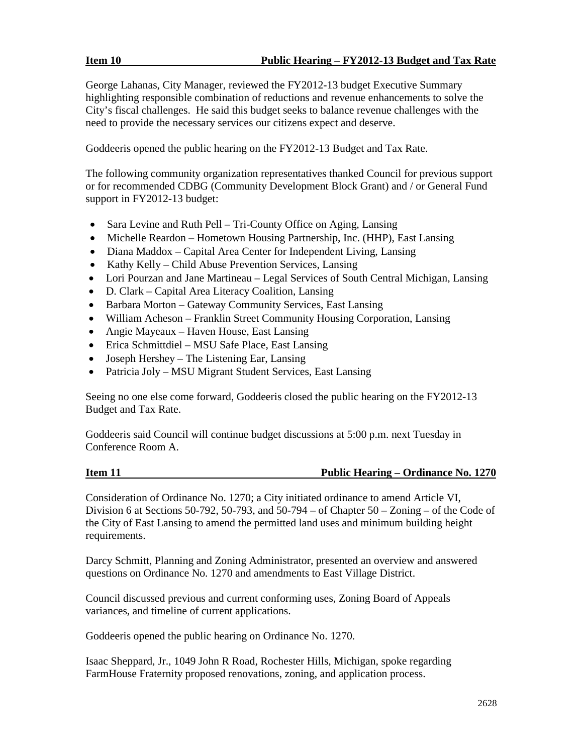**Item 10 Public Hearing – FY2012-13 Budget and Tax Rate**

George Lahanas, City Manager, reviewed the FY2012-13 budget Executive Summary highlighting responsible combination of reductions and revenue enhancements to solve the City's fiscal challenges. He said this budget seeks to balance revenue challenges with the need to provide the necessary services our citizens expect and deserve.

Goddeeris opened the public hearing on the FY2012-13 Budget and Tax Rate.

The following community organization representatives thanked Council for previous support or for recommended CDBG (Community Development Block Grant) and / or General Fund support in FY2012-13 budget:

- Sara Levine and Ruth Pell – Tri-County Office on Aging, Lansing
- Michelle Reardon – Hometown Housing Partnership, Inc. (HHP), East Lansing
- Diana Maddox – Capital Area Center for Independent Living, Lansing
- Kathy Kelly – Child Abuse Prevention Services, Lansing
- Lori Pourzan and Jane Martineau – Legal Services of South Central Michigan, Lansing
- D. Clark – Capital Area Literacy Coalition, Lansing
- Barbara Morton – Gateway Community Services, East Lansing
- William Acheson – Franklin Street Community Housing Corporation, Lansing
- Angie Mayeaux – Haven House, East Lansing
- Erica Schmittdiel – MSU Safe Place, East Lansing
- Joseph Hershey – The Listening Ear, Lansing
- Patricia Joly – MSU Migrant Student Services, East Lansing

Seeing no one else come forward, Goddeeris closed the public hearing on the FY2012-13 Budget and Tax Rate.

Goddeeris said Council will continue budget discussions at 5:00 p.m. next Tuesday in Conference Room A.

**Item 11 Public Hearing – Ordinance No. 1270**

Consideration of Ordinance No. 1270; a City initiated ordinance to amend Article VI, Division 6 at Sections 50-792, 50-793, and 50-794 – of Chapter 50 – Zoning – of the Code of the City of East Lansing to amend the permitted land uses and minimum building height requirements.

Darcy Schmitt, Planning and Zoning Administrator, presented an overview and answered questions on Ordinance No. 1270 and amendments to East Village District.

Council discussed previous and current conforming uses, Zoning Board of Appeals variances, and timeline of current applications.

Goddeeris opened the public hearing on Ordinance No. 1270.

Isaac Sheppard, Jr., 1049 John R Road, Rochester Hills, Michigan, spoke regarding FarmHouse Fraternity proposed renovations, zoning, and application process.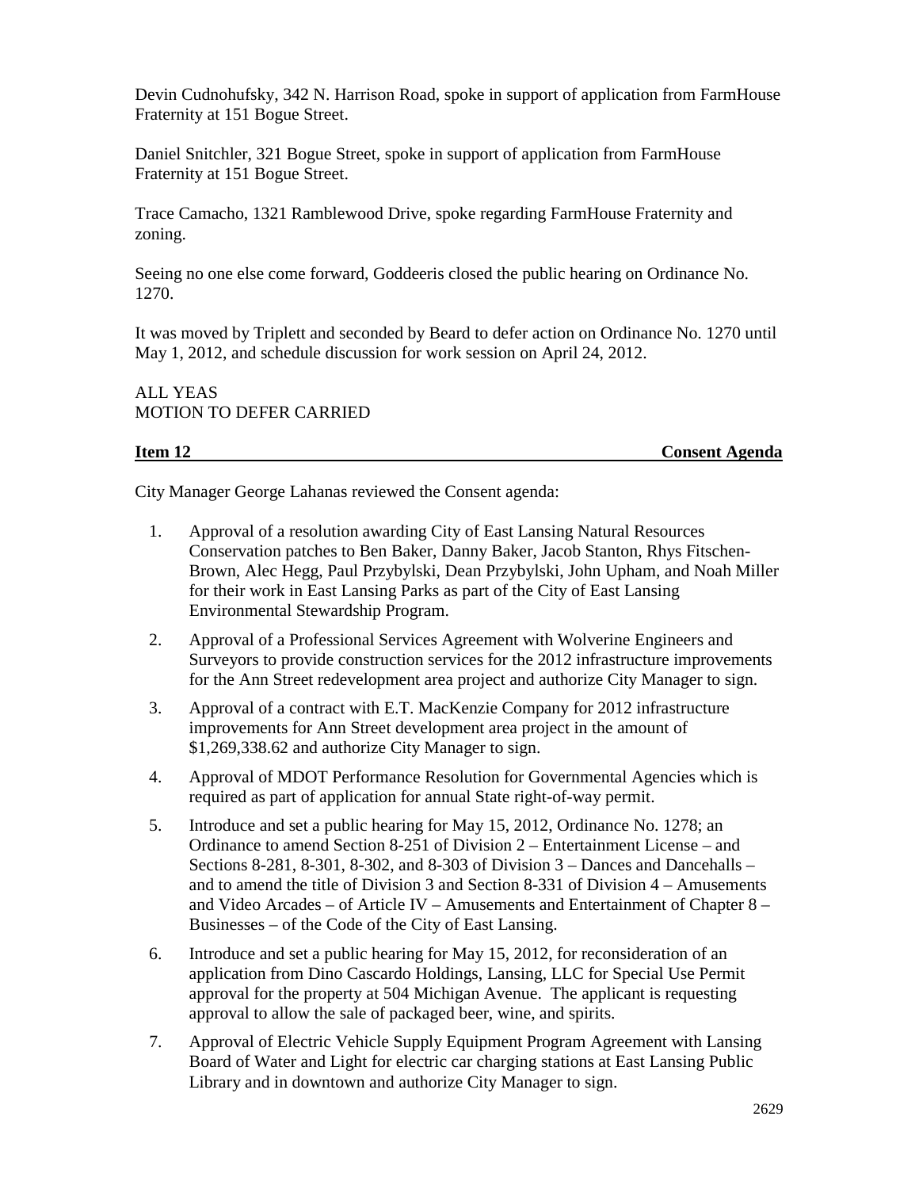Devin Cudnohufsky, 342 N. Harrison Road, spoke in support of application from FarmHouse Fraternity at 151 Bogue Street.

Daniel Snitchler, 321 Bogue Street, spoke in support of application from FarmHouse Fraternity at 151 Bogue Street.

Trace Camacho, 1321 Ramblewood Drive, spoke regarding FarmHouse Fraternity and zoning.

Seeing no one else come forward, Goddeeris closed the public hearing on Ordinance No. 1270.

It was moved by Triplett and seconded by Beard to defer action on Ordinance No. 1270 until May 1, 2012, and schedule discussion for work session on April 24, 2012.

ALL YEAS
MOTION TO DEFER CARRIED

**Item 12 Consent Agenda**

City Manager George Lahanas reviewed the Consent agenda:

1. Approval of a resolution awarding City of East Lansing Natural Resources Conservation patches to Ben Baker, Danny Baker, Jacob Stanton, Rhys Fitschen-Brown, Alec Hegg, Paul Przybylski, Dean Przybylski, John Upham, and Noah Miller for their work in East Lansing Parks as part of the City of East Lansing Environmental Stewardship Program.
2. Approval of a Professional Services Agreement with Wolverine Engineers and Surveyors to provide construction services for the 2012 infrastructure improvements for the Ann Street redevelopment area project and authorize City Manager to sign.
3. Approval of a contract with E.T. MacKenzie Company for 2012 infrastructure improvements for Ann Street development area project in the amount of $1,269,338.62 and authorize City Manager to sign.
4. Approval of MDOT Performance Resolution for Governmental Agencies which is required as part of application for annual State right-of-way permit.
5. Introduce and set a public hearing for May 15, 2012, Ordinance No. 1278; an Ordinance to amend Section 8-251 of Division 2 – Entertainment License – and Sections 8-281, 8-301, 8-302, and 8-303 of Division 3 – Dances and Dancehalls – and to amend the title of Division 3 and Section 8-331 of Division 4 – Amusements and Video Arcades – of Article IV – Amusements and Entertainment of Chapter 8 – Businesses – of the Code of the City of East Lansing.
6. Introduce and set a public hearing for May 15, 2012, for reconsideration of an application from Dino Cascardo Holdings, Lansing, LLC for Special Use Permit approval for the property at 504 Michigan Avenue. The applicant is requesting approval to allow the sale of packaged beer, wine, and spirits.
7. Approval of Electric Vehicle Supply Equipment Program Agreement with Lansing Board of Water and Light for electric car charging stations at East Lansing Public Library and in downtown and authorize City Manager to sign.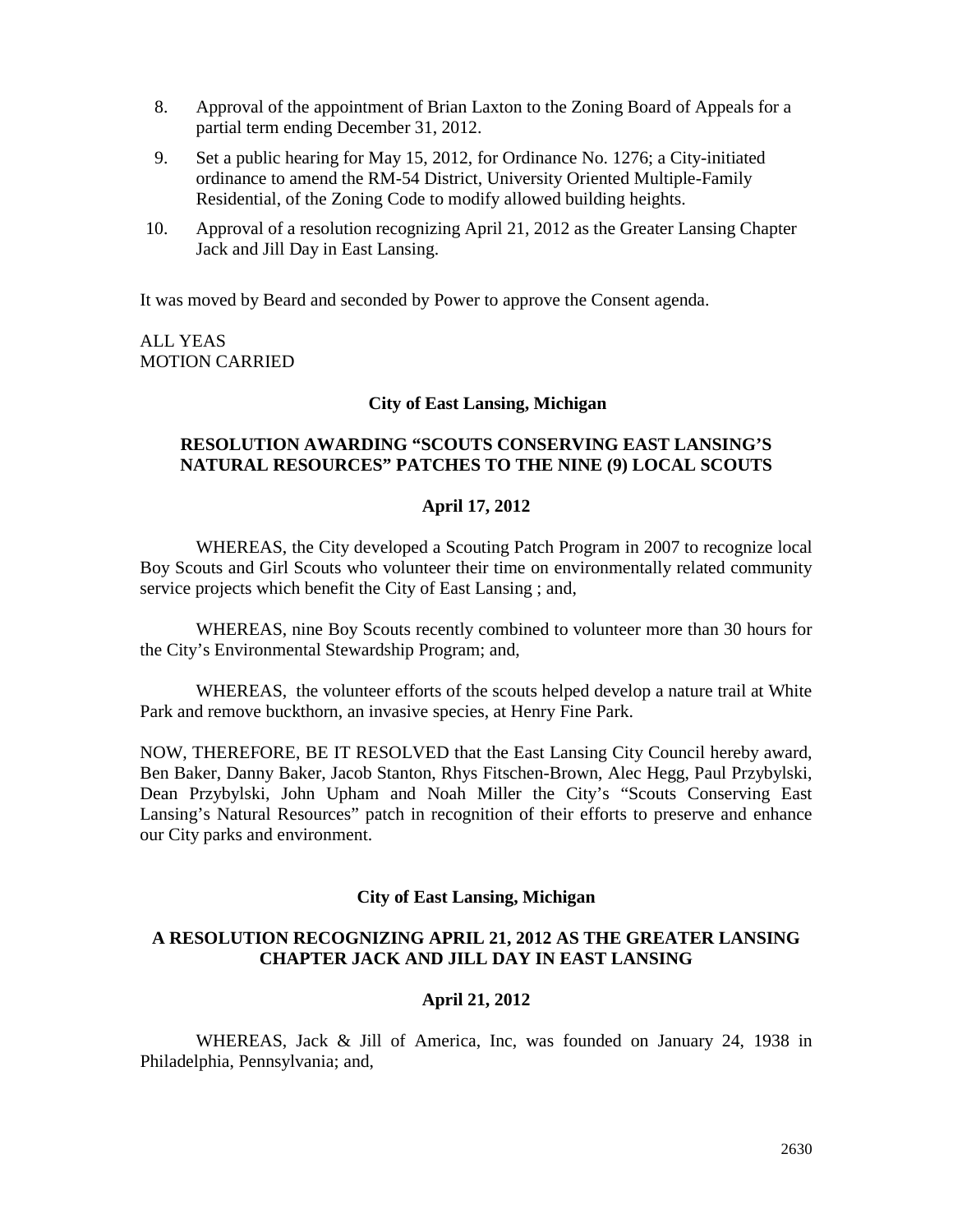8. Approval of the appointment of Brian Laxton to the Zoning Board of Appeals for a partial term ending December 31, 2012.
9. Set a public hearing for May 15, 2012, for Ordinance No. 1276; a City-initiated ordinance to amend the RM-54 District, University Oriented Multiple-Family Residential, of the Zoning Code to modify allowed building heights.
10. Approval of a resolution recognizing April 21, 2012 as the Greater Lansing Chapter Jack and Jill Day in East Lansing.

It was moved by Beard and seconded by Power to approve the Consent agenda.

ALL YEAS
MOTION CARRIED

**City of East Lansing, Michigan**

**RESOLUTION AWARDING "SCOUTS CONSERVING EAST LANSING'S NATURAL RESOURCES" PATCHES TO THE NINE (9) LOCAL SCOUTS**

**April 17, 2012**

WHEREAS, the City developed a Scouting Patch Program in 2007 to recognize local Boy Scouts and Girl Scouts who volunteer their time on environmentally related community service projects which benefit the City of East Lansing ; and,

WHEREAS, nine Boy Scouts recently combined to volunteer more than 30 hours for the City's Environmental Stewardship Program; and,

WHEREAS, the volunteer efforts of the scouts helped develop a nature trail at White Park and remove buckthorn, an invasive species, at Henry Fine Park.

NOW, THEREFORE, BE IT RESOLVED that the East Lansing City Council hereby award, Ben Baker, Danny Baker, Jacob Stanton, Rhys Fitschen-Brown, Alec Hegg, Paul Przybylski, Dean Przybylski, John Upham and Noah Miller the City's "Scouts Conserving East Lansing's Natural Resources" patch in recognition of their efforts to preserve and enhance our City parks and environment.

**City of East Lansing, Michigan**

**A RESOLUTION RECOGNIZING APRIL 21, 2012 AS THE GREATER LANSING CHAPTER JACK AND JILL DAY IN EAST LANSING**

**April 21, 2012**

WHEREAS, Jack & Jill of America, Inc, was founded on January 24, 1938 in Philadelphia, Pennsylvania; and,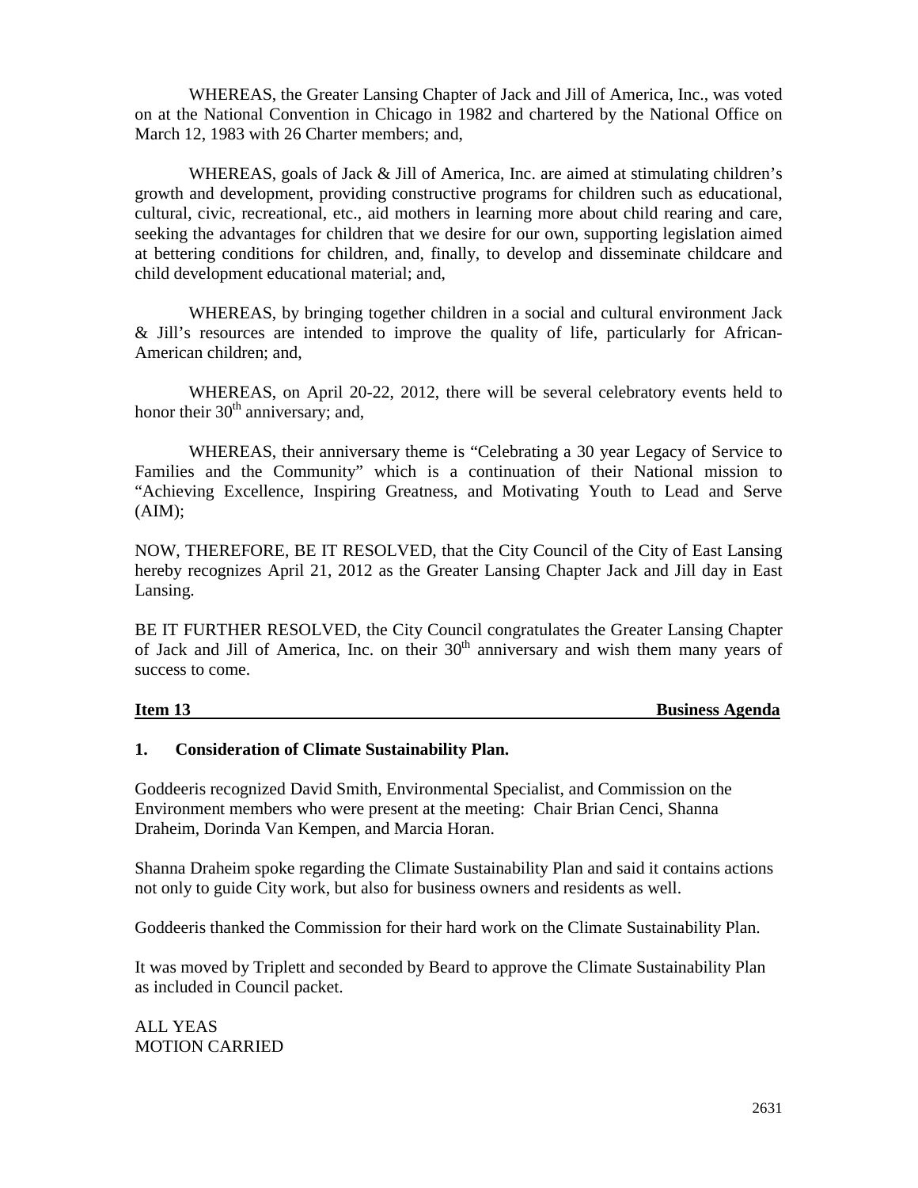WHEREAS, the Greater Lansing Chapter of Jack and Jill of America, Inc., was voted on at the National Convention in Chicago in 1982 and chartered by the National Office on March 12, 1983 with 26 Charter members; and,

WHEREAS, goals of Jack & Jill of America, Inc. are aimed at stimulating children's growth and development, providing constructive programs for children such as educational, cultural, civic, recreational, etc., aid mothers in learning more about child rearing and care, seeking the advantages for children that we desire for our own, supporting legislation aimed at bettering conditions for children, and, finally, to develop and disseminate childcare and child development educational material; and,

WHEREAS, by bringing together children in a social and cultural environment Jack & Jill's resources are intended to improve the quality of life, particularly for African-American children; and,

WHEREAS, on April 20-22, 2012, there will be several celebratory events held to honor their 30th anniversary; and,

WHEREAS, their anniversary theme is "Celebrating a 30 year Legacy of Service to Families and the Community" which is a continuation of their National mission to "Achieving Excellence, Inspiring Greatness, and Motivating Youth to Lead and Serve (AIM);

NOW, THEREFORE, BE IT RESOLVED, that the City Council of the City of East Lansing hereby recognizes April 21, 2012 as the Greater Lansing Chapter Jack and Jill day in East Lansing.

BE IT FURTHER RESOLVED, the City Council congratulates the Greater Lansing Chapter of Jack and Jill of America, Inc. on their 30th anniversary and wish them many years of success to come.

**Item 13 Business Agenda**

**1. Consideration of Climate Sustainability Plan.**

Goddeeris recognized David Smith, Environmental Specialist, and Commission on the Environment members who were present at the meeting: Chair Brian Cenci, Shanna Draheim, Dorinda Van Kempen, and Marcia Horan.

Shanna Draheim spoke regarding the Climate Sustainability Plan and said it contains actions not only to guide City work, but also for business owners and residents as well.

Goddeeris thanked the Commission for their hard work on the Climate Sustainability Plan.

It was moved by Triplett and seconded by Beard to approve the Climate Sustainability Plan as included in Council packet.

ALL YEAS
MOTION CARRIED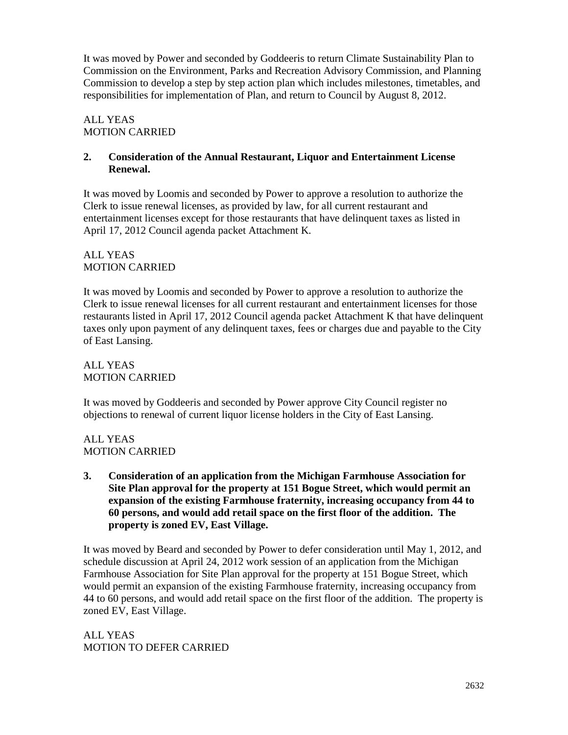It was moved by Power and seconded by Goddeeris to return Climate Sustainability Plan to Commission on the Environment, Parks and Recreation Advisory Commission, and Planning Commission to develop a step by step action plan which includes milestones, timetables, and responsibilities for implementation of Plan, and return to Council by August 8, 2012.

ALL YEAS
MOTION CARRIED

**2. Consideration of the Annual Restaurant, Liquor and Entertainment License Renewal.**

It was moved by Loomis and seconded by Power to approve a resolution to authorize the Clerk to issue renewal licenses, as provided by law, for all current restaurant and entertainment licenses except for those restaurants that have delinquent taxes as listed in April 17, 2012 Council agenda packet Attachment K.

ALL YEAS
MOTION CARRIED

It was moved by Loomis and seconded by Power to approve a resolution to authorize the Clerk to issue renewal licenses for all current restaurant and entertainment licenses for those restaurants listed in April 17, 2012 Council agenda packet Attachment K that have delinquent taxes only upon payment of any delinquent taxes, fees or charges due and payable to the City of East Lansing.

ALL YEAS
MOTION CARRIED

It was moved by Goddeeris and seconded by Power approve City Council register no objections to renewal of current liquor license holders in the City of East Lansing.

ALL YEAS
MOTION CARRIED

**3. Consideration of an application from the Michigan Farmhouse Association for Site Plan approval for the property at 151 Bogue Street, which would permit an expansion of the existing Farmhouse fraternity, increasing occupancy from 44 to 60 persons, and would add retail space on the first floor of the addition. The property is zoned EV, East Village.**

It was moved by Beard and seconded by Power to defer consideration until May 1, 2012, and schedule discussion at April 24, 2012 work session of an application from the Michigan Farmhouse Association for Site Plan approval for the property at 151 Bogue Street, which would permit an expansion of the existing Farmhouse fraternity, increasing occupancy from 44 to 60 persons, and would add retail space on the first floor of the addition. The property is zoned EV, East Village.

ALL YEAS
MOTION TO DEFER CARRIED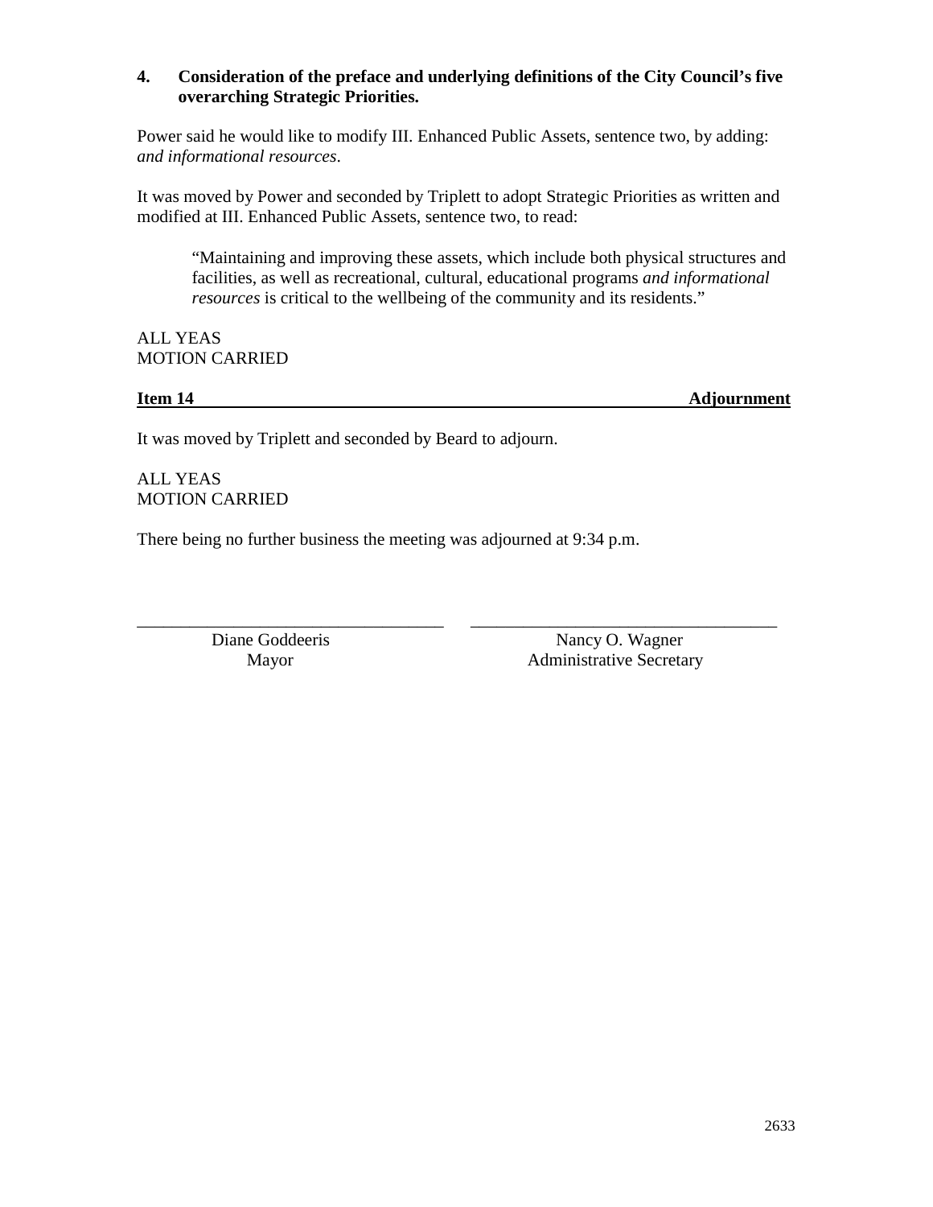**4. Consideration of the preface and underlying definitions of the City Council's five overarching Strategic Priorities.**

Power said he would like to modify III. Enhanced Public Assets, sentence two, by adding: *and informational resources*.

It was moved by Power and seconded by Triplett to adopt Strategic Priorities as written and modified at III. Enhanced Public Assets, sentence two, to read:

> "Maintaining and improving these assets, which include both physical structures and facilities, as well as recreational, cultural, educational programs *and informational resources* is critical to the wellbeing of the community and its residents."

ALL YEAS
MOTION CARRIED

**Item 14 — Adjournment**

It was moved by Triplett and seconded by Beard to adjourn.

ALL YEAS
MOTION CARRIED

There being no further business the meeting was adjourned at 9:34 p.m.

| | |
|---|---|
| \_\_\_\_\_\_\_\_\_\_\_\_\_\_\_\_\_\_\_\_\_\_\_\_\_\_\_\_\_\_\_\_\_\_ | \_\_\_\_\_\_\_\_\_\_\_\_\_\_\_\_\_\_\_\_\_\_\_\_\_\_\_\_\_\_\_\_\_\_ |
| Diane Goddeeris | Nancy O. Wagner |
| Mayor | Administrative Secretary |